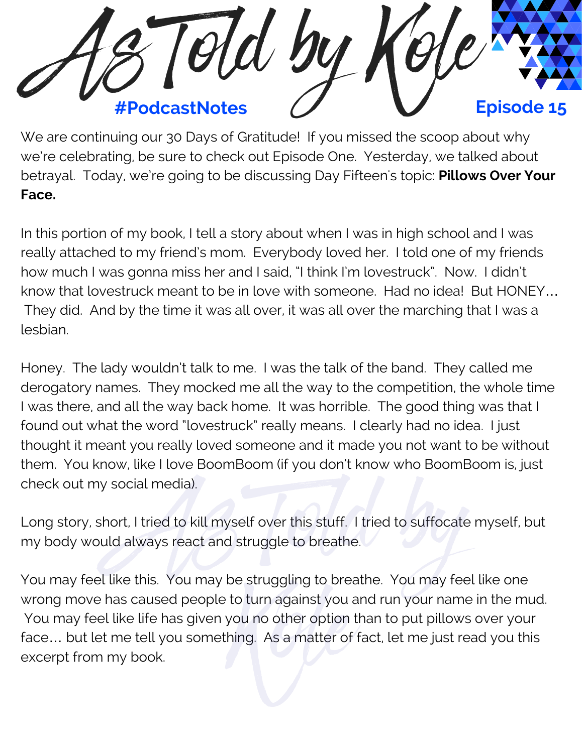# As Told by Kole

**#PodcastNotes** **Episode 15**

We are continuing our 30 Days of Gratitude! If you missed the scoop about why we're celebrating, be sure to check out Episode One. Yesterday, we talked about betrayal. Today, we're going to be discussing Day Fifteen's topic: **Pillows Over Your Face.**

In this portion of my book, I tell a story about when I was in high school and I was really attached to my friend's mom. Everybody loved her. I told one of my friends how much I was gonna miss her and I said, "I think I'm lovestruck". Now. I didn't know that lovestruck meant to be in love with someone. Had no idea! But HONEY… They did. And by the time it was all over, it was all over the marching that I was a lesbian.

Honey. The lady wouldn't talk to me. I was the talk of the band. They called me derogatory names. They mocked me all the way to the competition, the whole time I was there, and all the way back home. It was horrible. The good thing was that I found out what the word "lovestruck" really means. I clearly had no idea. I just thought it meant you really loved someone and it made you not want to be without them. You know, like I love BoomBoom (if you don't know who BoomBoom is, just check out my social media).

Long story, short, I tried to kill myself over this stuff. I tried to suffocate myself, but my body would always react and struggle to breathe.

You may feel like this. You may be struggling to breathe. You may feel like one wrong move has caused people to turn against you and run your name in the mud. You may feel like life has given you no other option than to put pillows over your face… but let me tell you something. As a matter of fact, let me just read you this excerpt from my book.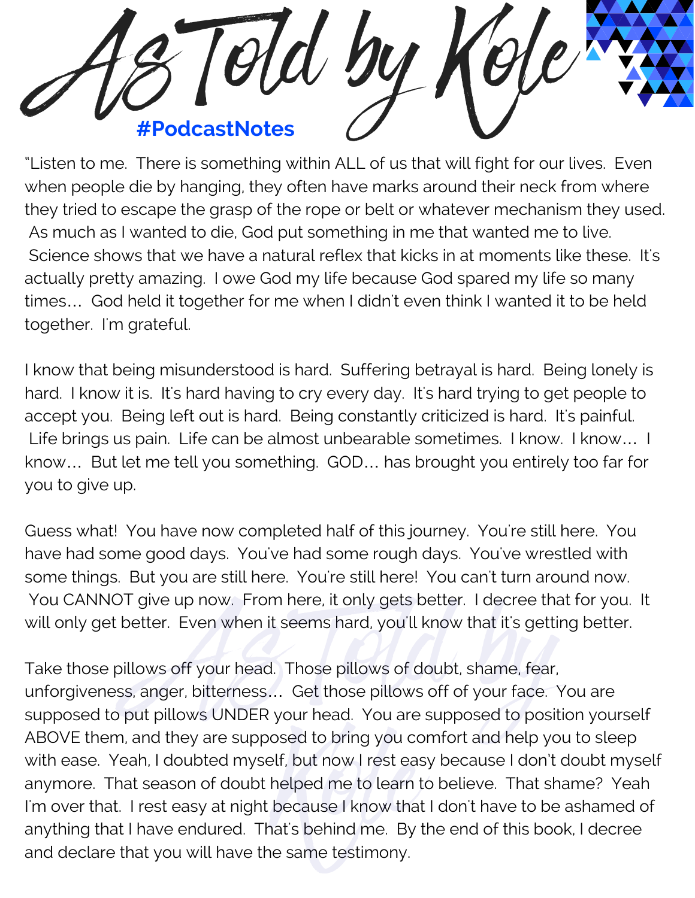"Listen to me. There is something within ALL of us that will fight for our lives. Even when people die by hanging, they often have marks around their neck from where they tried to escape the grasp of the rope or belt or whatever mechanism they used. As much as I wanted to die, God put something in me that wanted me to live. Science shows that we have a natural reflex that kicks in at moments like these. It's actually pretty amazing. I owe God my life because God spared my life so many times… God held it together for me when I didn't even think I wanted it to be held together. I'm grateful.

I know that being misunderstood is hard. Suffering betrayal is hard. Being lonely is hard. I know it is. It's hard having to cry every day. It's hard trying to get people to accept you. Being left out is hard. Being constantly criticized is hard. It's painful. Life brings us pain. Life can be almost unbearable sometimes. I know. I know… I know… But let me tell you something. GOD… has brought you entirely too far for you to give up.

Guess what! You have now completed half of this journey. You're still here. You have had some good days. You've had some rough days. You've wrestled with some things. But you are still here. You're still here! You can't turn around now. You CANNOT give up now. From here, it only gets better. I decree that for you. It will only get better. Even when it seems hard, you'll know that it's getting better.

Take those pillows off your head. Those pillows of doubt, shame, fear, unforgiveness, anger, bitterness… Get those pillows off of your face. You are supposed to put pillows UNDER your head. You are supposed to position yourself ABOVE them, and they are supposed to bring you comfort and help you to sleep with ease. Yeah, I doubted myself, but now I rest easy because I don't doubt myself anymore. That season of doubt helped me to learn to believe. That shame? Yeah I'm over that. I rest easy at night because I know that I don't have to be ashamed of anything that I have endured. That's behind me. By the end of this book, I decree and declare that you will have the same testimony.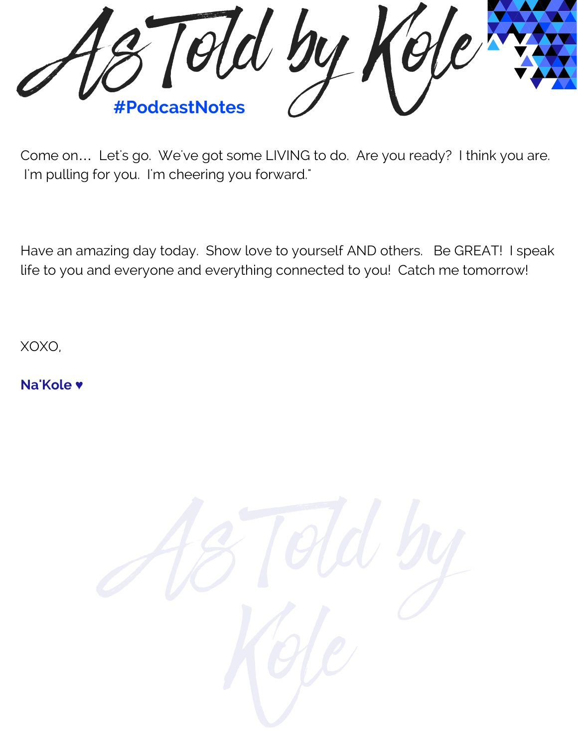Come on… Let's go. We've got some LIVING to do. Are you ready? I think you are. I'm pulling for you. I'm cheering you forward."

Have an amazing day today. Show love to yourself AND others. Be GREAT! I speak life to you and everyone and everything connected to you! Catch me tomorrow!

XOXO,

**Na'Kole ♥**